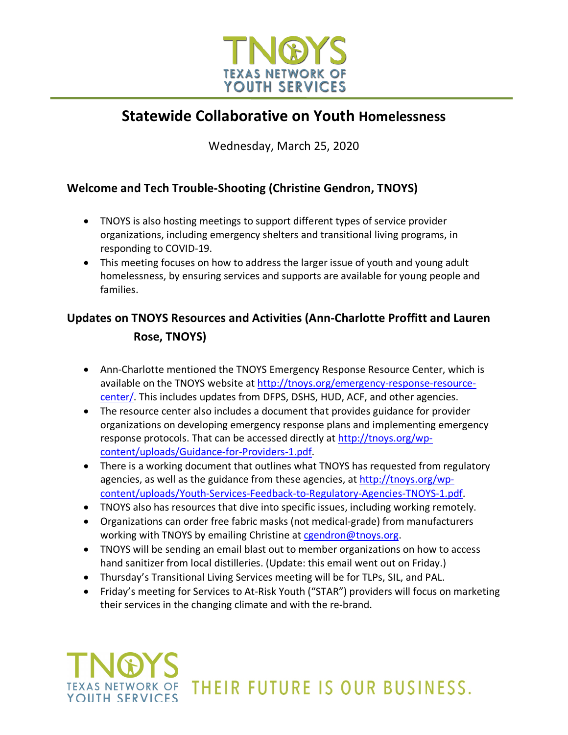# Statewide Collaborative on Youth Homelessness

Wednesday, March 25, 2020

## Welcome and Tech Trouble-Shooting (Christine Gendron, TNOYS)

- TNOYS is also hosting meetings to support different types of service provider organizations, including emergency shelters and transitional living programs, in responding to COVID-19.
- This meeting focuses on how to address the larger issue of youth and young adult homelessness, by ensuring services and supports are available for young people and families.

## Updates on TNOYS Resources and Activities (Ann-Charlotte Proffitt and Lauren Rose, TNOYS)

- Ann-Charlotte mentioned the TNOYS Emergency Response Resource Center, which is available on the TNOYS website at http://tnoys.org/emergency-response-resource-center/. This includes updates from DFPS, DSHS, HUD, ACF, and other agencies.
- The resource center also includes a document that provides guidance for provider organizations on developing emergency response plans and implementing emergency response protocols. That can be accessed directly at http://tnoys.org/wp-content/uploads/Guidance-for-Providers-1.pdf.
- There is a working document that outlines what TNOYS has requested from regulatory agencies, as well as the guidance from these agencies, at http://tnoys.org/wp-content/uploads/Youth-Services-Feedback-to-Regulatory-Agencies-TNOYS-1.pdf.
- TNOYS also has resources that dive into specific issues, including working remotely.
- Organizations can order free fabric masks (not medical-grade) from manufacturers working with TNOYS by emailing Christine at cgendron@tnoys.org.
- TNOYS will be sending an email blast out to member organizations on how to access hand sanitizer from local distilleries. (Update: this email went out on Friday.)
- Thursday's Transitional Living Services meeting will be for TLPs, SIL, and PAL.
- Friday's meeting for Services to At-Risk Youth ("STAR") providers will focus on marketing their services in the changing climate and with the re-brand.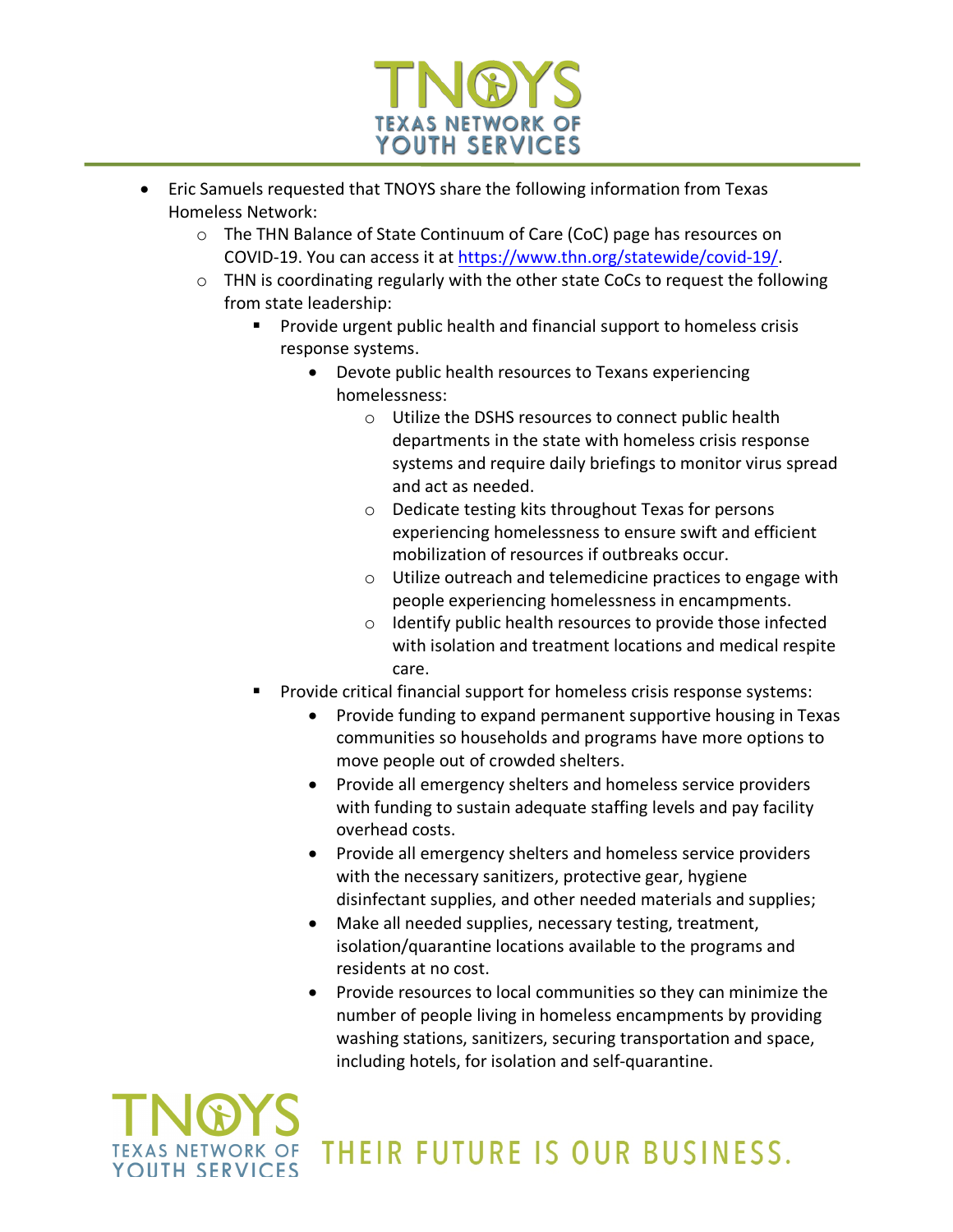- Eric Samuels requested that TNOYS share the following information from Texas Homeless Network:
  - The THN Balance of State Continuum of Care (CoC) page has resources on COVID-19. You can access it at [https://www.thn.org/statewide/covid-19/](https://www.thn.org/statewide/covid-19/).
  - THN is coordinating regularly with the other state CoCs to request the following from state leadership:
    - Provide urgent public health and financial support to homeless crisis response systems.
      - Devote public health resources to Texans experiencing homelessness:
        - Utilize the DSHS resources to connect public health departments in the state with homeless crisis response systems and require daily briefings to monitor virus spread and act as needed.
        - Dedicate testing kits throughout Texas for persons experiencing homelessness to ensure swift and efficient mobilization of resources if outbreaks occur.
        - Utilize outreach and telemedicine practices to engage with people experiencing homelessness in encampments.
        - Identify public health resources to provide those infected with isolation and treatment locations and medical respite care.
    - Provide critical financial support for homeless crisis response systems:
      - Provide funding to expand permanent supportive housing in Texas communities so households and programs have more options to move people out of crowded shelters.
      - Provide all emergency shelters and homeless service providers with funding to sustain adequate staffing levels and pay facility overhead costs.
      - Provide all emergency shelters and homeless service providers with the necessary sanitizers, protective gear, hygiene disinfectant supplies, and other needed materials and supplies;
      - Make all needed supplies, necessary testing, treatment, isolation/quarantine locations available to the programs and residents at no cost.
      - Provide resources to local communities so they can minimize the number of people living in homeless encampments by providing washing stations, sanitizers, securing transportation and space, including hotels, for isolation and self-quarantine.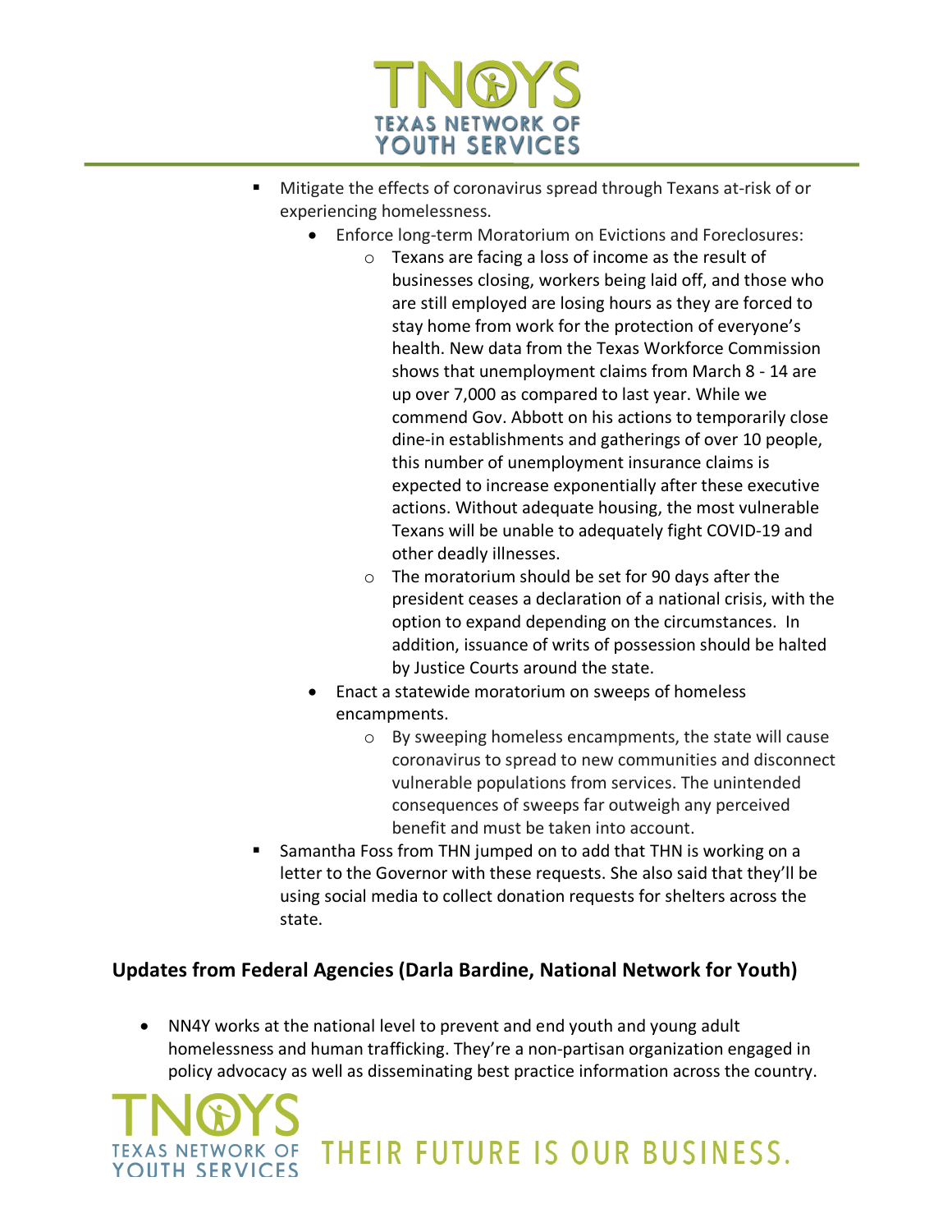- Mitigate the effects of coronavirus spread through Texans at-risk of or experiencing homelessness.
    - Enforce long-term Moratorium on Evictions and Foreclosures:
        - Texans are facing a loss of income as the result of businesses closing, workers being laid off, and those who are still employed are losing hours as they are forced to stay home from work for the protection of everyone's health. New data from the Texas Workforce Commission shows that unemployment claims from March 8 - 14 are up over 7,000 as compared to last year. While we commend Gov. Abbott on his actions to temporarily close dine-in establishments and gatherings of over 10 people, this number of unemployment insurance claims is expected to increase exponentially after these executive actions. Without adequate housing, the most vulnerable Texans will be unable to adequately fight COVID-19 and other deadly illnesses.
        - The moratorium should be set for 90 days after the president ceases a declaration of a national crisis, with the option to expand depending on the circumstances. In addition, issuance of writs of possession should be halted by Justice Courts around the state.
    - Enact a statewide moratorium on sweeps of homeless encampments.
        - By sweeping homeless encampments, the state will cause coronavirus to spread to new communities and disconnect vulnerable populations from services. The unintended consequences of sweeps far outweigh any perceived benefit and must be taken into account.
- Samantha Foss from THN jumped on to add that THN is working on a letter to the Governor with these requests. She also said that they'll be using social media to collect donation requests for shelters across the state.

## Updates from Federal Agencies (Darla Bardine, National Network for Youth)

- NN4Y works at the national level to prevent and end youth and young adult homelessness and human trafficking. They're a non-partisan organization engaged in policy advocacy as well as disseminating best practice information across the country.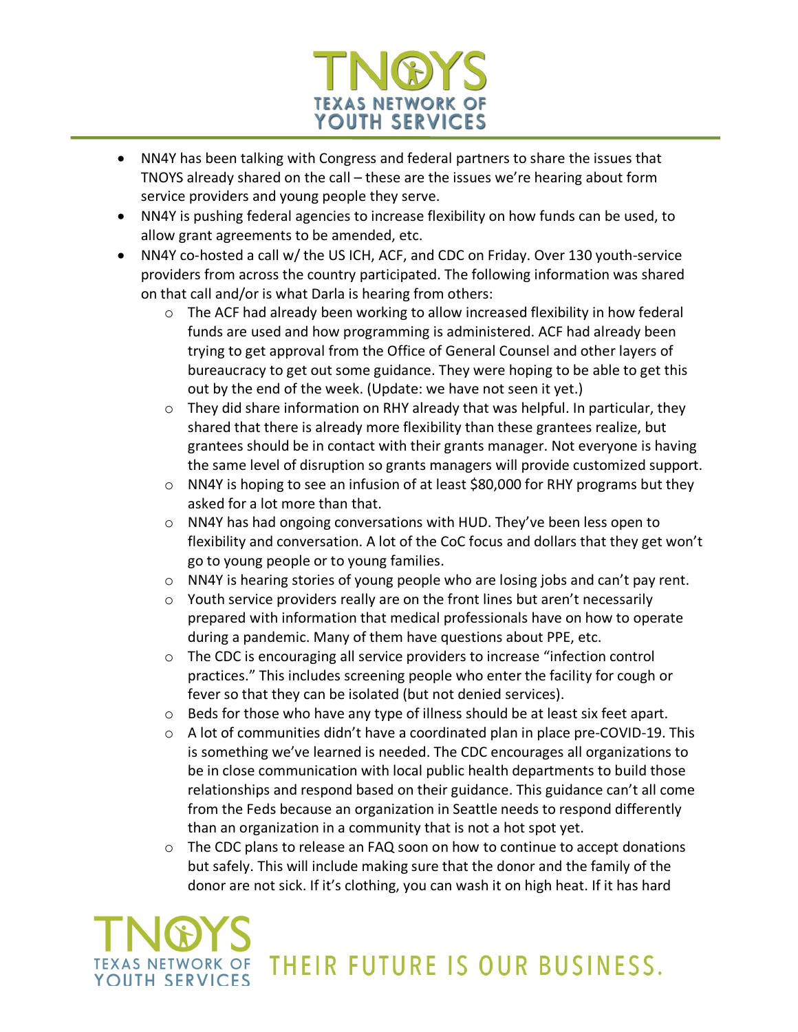- NN4Y has been talking with Congress and federal partners to share the issues that TNOYS already shared on the call – these are the issues we're hearing about form service providers and young people they serve.
- NN4Y is pushing federal agencies to increase flexibility on how funds can be used, to allow grant agreements to be amended, etc.
- NN4Y co-hosted a call w/ the US ICH, ACF, and CDC on Friday. Over 130 youth-service providers from across the country participated. The following information was shared on that call and/or is what Darla is hearing from others:
  - The ACF had already been working to allow increased flexibility in how federal funds are used and how programming is administered. ACF had already been trying to get approval from the Office of General Counsel and other layers of bureaucracy to get out some guidance. They were hoping to be able to get this out by the end of the week. (Update: we have not seen it yet.)
  - They did share information on RHY already that was helpful. In particular, they shared that there is already more flexibility than these grantees realize, but grantees should be in contact with their grants manager. Not everyone is having the same level of disruption so grants managers will provide customized support.
  - NN4Y is hoping to see an infusion of at least $80,000 for RHY programs but they asked for a lot more than that.
  - NN4Y has had ongoing conversations with HUD. They've been less open to flexibility and conversation. A lot of the CoC focus and dollars that they get won't go to young people or to young families.
  - NN4Y is hearing stories of young people who are losing jobs and can't pay rent.
  - Youth service providers really are on the front lines but aren't necessarily prepared with information that medical professionals have on how to operate during a pandemic. Many of them have questions about PPE, etc.
  - The CDC is encouraging all service providers to increase "infection control practices." This includes screening people who enter the facility for cough or fever so that they can be isolated (but not denied services).
  - Beds for those who have any type of illness should be at least six feet apart.
  - A lot of communities didn't have a coordinated plan in place pre-COVID-19. This is something we've learned is needed. The CDC encourages all organizations to be in close communication with local public health departments to build those relationships and respond based on their guidance. This guidance can't all come from the Feds because an organization in Seattle needs to respond differently than an organization in a community that is not a hot spot yet.
  - The CDC plans to release an FAQ soon on how to continue to accept donations but safely. This will include making sure that the donor and the family of the donor are not sick. If it's clothing, you can wash it on high heat. If it has hard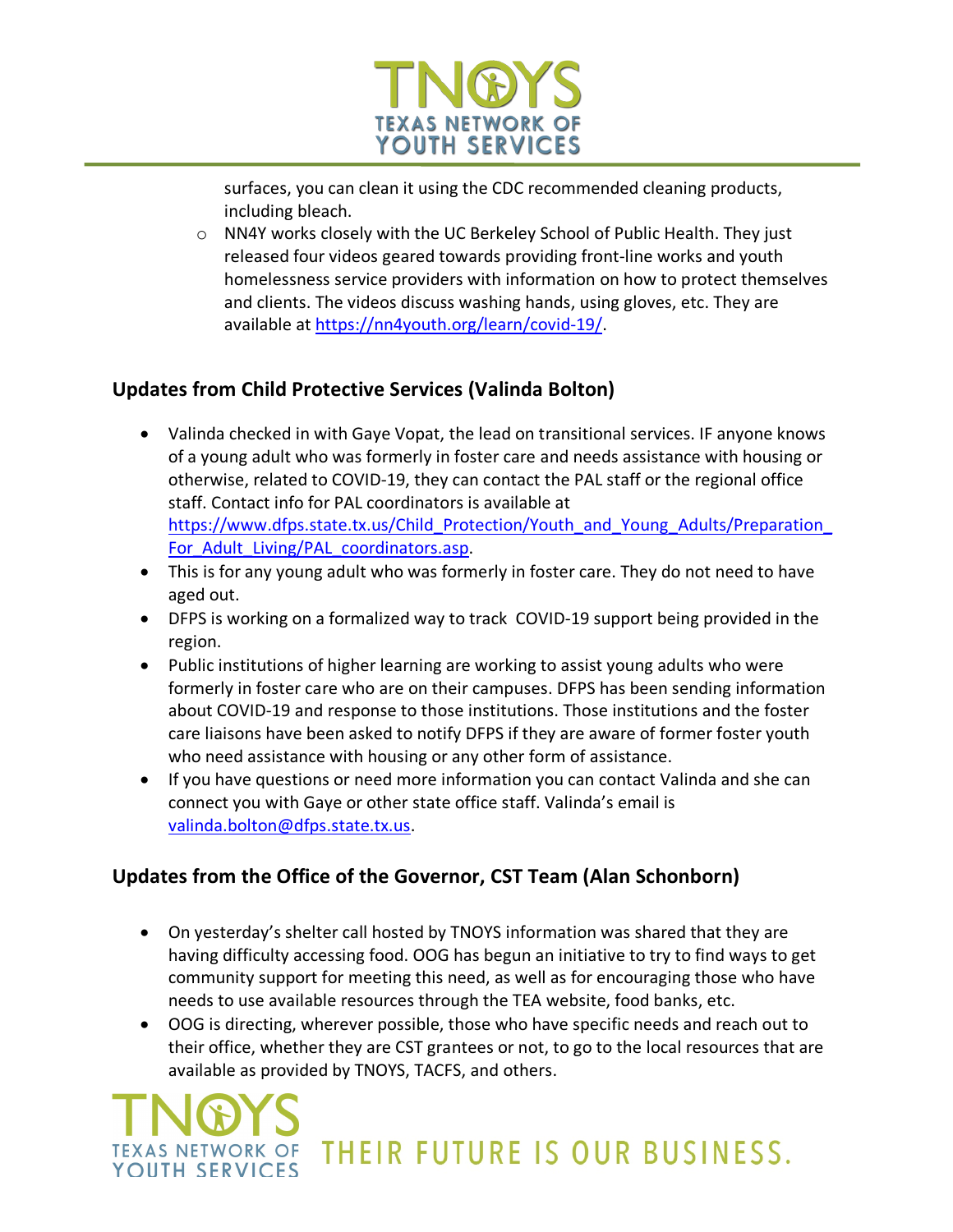surfaces, you can clean it using the CDC recommended cleaning products, including bleach.

  - NN4Y works closely with the UC Berkeley School of Public Health. They just released four videos geared towards providing front-line works and youth homelessness service providers with information on how to protect themselves and clients. The videos discuss washing hands, using gloves, etc. They are available at https://nn4youth.org/learn/covid-19/.

## Updates from Child Protective Services (Valinda Bolton)

- Valinda checked in with Gaye Vopat, the lead on transitional services. IF anyone knows of a young adult who was formerly in foster care and needs assistance with housing or otherwise, related to COVID-19, they can contact the PAL staff or the regional office staff. Contact info for PAL coordinators is available at https://www.dfps.state.tx.us/Child_Protection/Youth_and_Young_Adults/Preparation_For_Adult_Living/PAL_coordinators.asp.
- This is for any young adult who was formerly in foster care. They do not need to have aged out.
- DFPS is working on a formalized way to track COVID-19 support being provided in the region.
- Public institutions of higher learning are working to assist young adults who were formerly in foster care who are on their campuses. DFPS has been sending information about COVID-19 and response to those institutions. Those institutions and the foster care liaisons have been asked to notify DFPS if they are aware of former foster youth who need assistance with housing or any other form of assistance.
- If you have questions or need more information you can contact Valinda and she can connect you with Gaye or other state office staff. Valinda's email is valinda.bolton@dfps.state.tx.us.

## Updates from the Office of the Governor, CST Team (Alan Schonborn)

- On yesterday's shelter call hosted by TNOYS information was shared that they are having difficulty accessing food. OOG has begun an initiative to try to find ways to get community support for meeting this need, as well as for encouraging those who have needs to use available resources through the TEA website, food banks, etc.
- OOG is directing, wherever possible, those who have specific needs and reach out to their office, whether they are CST grantees or not, to go to the local resources that are available as provided by TNOYS, TACFS, and others.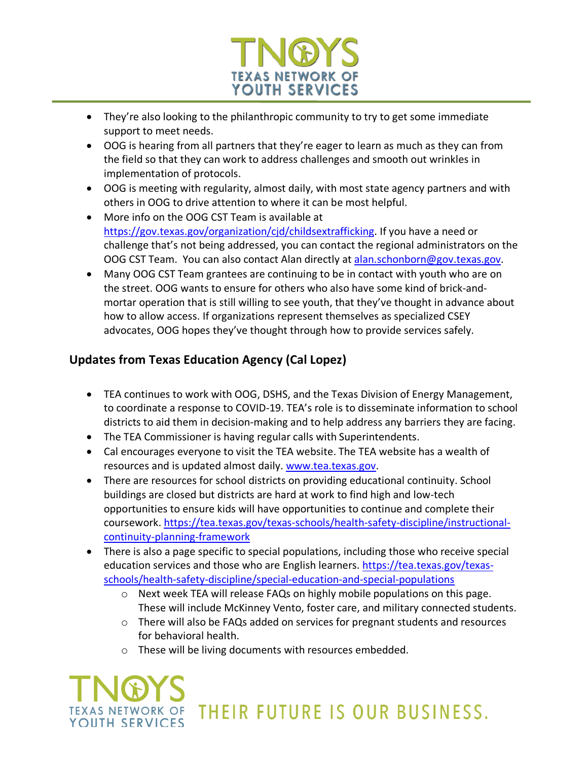- They're also looking to the philanthropic community to try to get some immediate support to meet needs.
- OOG is hearing from all partners that they're eager to learn as much as they can from the field so that they can work to address challenges and smooth out wrinkles in implementation of protocols.
- OOG is meeting with regularity, almost daily, with most state agency partners and with others in OOG to drive attention to where it can be most helpful.
- More info on the OOG CST Team is available at https://gov.texas.gov/organization/cjd/childsextrafficking. If you have a need or challenge that's not being addressed, you can contact the regional administrators on the OOG CST Team. You can also contact Alan directly at alan.schonborn@gov.texas.gov.
- Many OOG CST Team grantees are continuing to be in contact with youth who are on the street. OOG wants to ensure for others who also have some kind of brick-and-mortar operation that is still willing to see youth, that they've thought in advance about how to allow access. If organizations represent themselves as specialized CSEY advocates, OOG hopes they've thought through how to provide services safely.

## Updates from Texas Education Agency (Cal Lopez)

- TEA continues to work with OOG, DSHS, and the Texas Division of Energy Management, to coordinate a response to COVID-19. TEA's role is to disseminate information to school districts to aid them in decision-making and to help address any barriers they are facing.
- The TEA Commissioner is having regular calls with Superintendents.
- Cal encourages everyone to visit the TEA website. The TEA website has a wealth of resources and is updated almost daily. www.tea.texas.gov.
- There are resources for school districts on providing educational continuity. School buildings are closed but districts are hard at work to find high and low-tech opportunities to ensure kids will have opportunities to continue and complete their coursework. https://tea.texas.gov/texas-schools/health-safety-discipline/instructional-continuity-planning-framework
- There is also a page specific to special populations, including those who receive special education services and those who are English learners. https://tea.texas.gov/texas-schools/health-safety-discipline/special-education-and-special-populations
  - Next week TEA will release FAQs on highly mobile populations on this page. These will include McKinney Vento, foster care, and military connected students.
  - There will also be FAQs added on services for pregnant students and resources for behavioral health.
  - These will be living documents with resources embedded.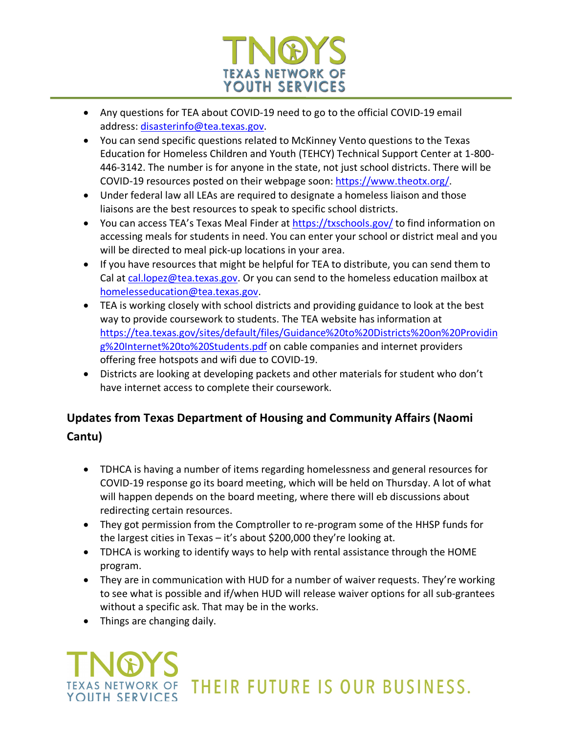- Any questions for TEA about COVID-19 need to go to the official COVID-19 email address: disasterinfo@tea.texas.gov.
- You can send specific questions related to McKinney Vento questions to the Texas Education for Homeless Children and Youth (TEHCY) Technical Support Center at 1-800-446-3142. The number is for anyone in the state, not just school districts. There will be COVID-19 resources posted on their webpage soon: https://www.theotx.org/.
- Under federal law all LEAs are required to designate a homeless liaison and those liaisons are the best resources to speak to specific school districts.
- You can access TEA's Texas Meal Finder at https://txschools.gov/ to find information on accessing meals for students in need. You can enter your school or district meal and you will be directed to meal pick-up locations in your area.
- If you have resources that might be helpful for TEA to distribute, you can send them to Cal at cal.lopez@tea.texas.gov. Or you can send to the homeless education mailbox at homelesseducation@tea.texas.gov.
- TEA is working closely with school districts and providing guidance to look at the best way to provide coursework to students. The TEA website has information at https://tea.texas.gov/sites/default/files/Guidance%20to%20Districts%20on%20Providing%20Internet%20to%20Students.pdf on cable companies and internet providers offering free hotspots and wifi due to COVID-19.
- Districts are looking at developing packets and other materials for student who don't have internet access to complete their coursework.

## Updates from Texas Department of Housing and Community Affairs (Naomi Cantu)

- TDHCA is having a number of items regarding homelessness and general resources for COVID-19 response go its board meeting, which will be held on Thursday. A lot of what will happen depends on the board meeting, where there will eb discussions about redirecting certain resources.
- They got permission from the Comptroller to re-program some of the HHSP funds for the largest cities in Texas – it's about $200,000 they're looking at.
- TDHCA is working to identify ways to help with rental assistance through the HOME program.
- They are in communication with HUD for a number of waiver requests. They're working to see what is possible and if/when HUD will release waiver options for all sub-grantees without a specific ask. That may be in the works.
- Things are changing daily.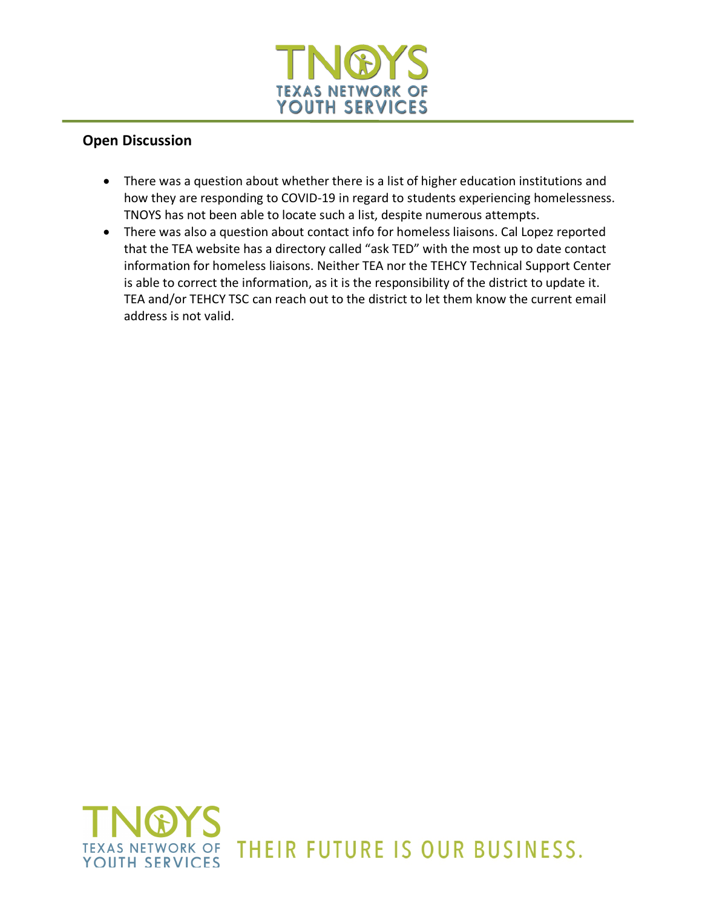## Open Discussion

- There was a question about whether there is a list of higher education institutions and how they are responding to COVID-19 in regard to students experiencing homelessness. TNOYS has not been able to locate such a list, despite numerous attempts.
- There was also a question about contact info for homeless liaisons. Cal Lopez reported that the TEA website has a directory called "ask TED" with the most up to date contact information for homeless liaisons. Neither TEA nor the TEHCY Technical Support Center is able to correct the information, as it is the responsibility of the district to update it. TEA and/or TEHCY TSC can reach out to the district to let them know the current email address is not valid.